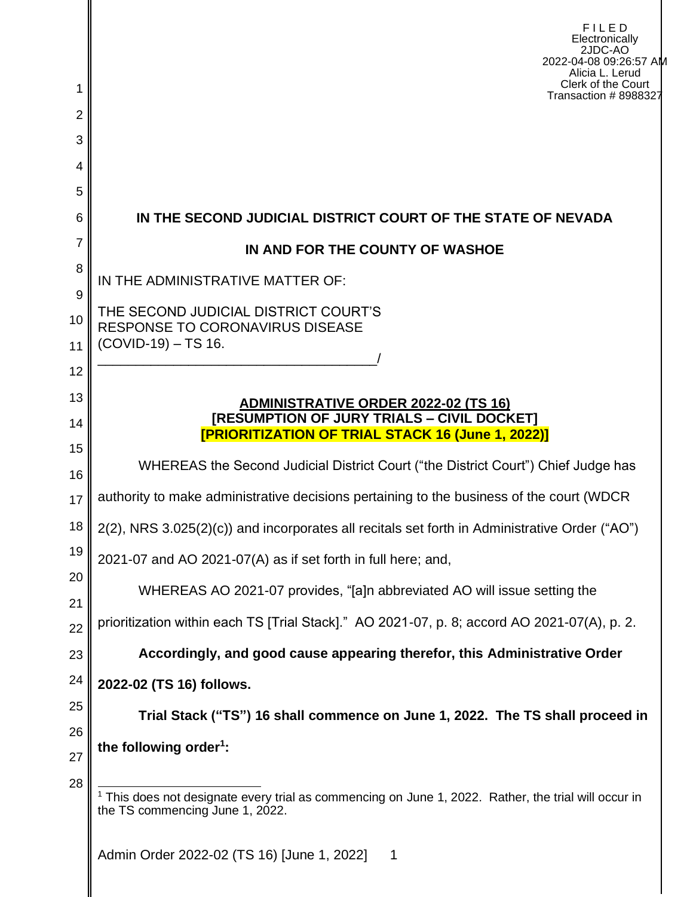F I L E D
Electronically
2JDC-AO
2022-04-08 09:26:57 AM
Alicia L. Lerud
Clerk of the Court
Transaction # 8988327

**IN THE SECOND JUDICIAL DISTRICT COURT OF THE STATE OF NEVADA**

**IN AND FOR THE COUNTY OF WASHOE**

IN THE ADMINISTRATIVE MATTER OF:

THE SECOND JUDICIAL DISTRICT COURT'S RESPONSE TO CORONAVIRUS DISEASE (COVID-19) – TS 16.
_____________________________________/

**ADMINISTRATIVE ORDER 2022-02 (TS 16)**
**[RESUMPTION OF JURY TRIALS – CIVIL DOCKET]**
**[PRIORITIZATION OF TRIAL STACK 16 (June 1, 2022)]**

WHEREAS the Second Judicial District Court ("the District Court") Chief Judge has authority to make administrative decisions pertaining to the business of the court (WDCR 2(2), NRS 3.025(2)(c)) and incorporates all recitals set forth in Administrative Order ("AO") 2021-07 and AO 2021-07(A) as if set forth in full here; and,

WHEREAS AO 2021-07 provides, "[a]n abbreviated AO will issue setting the prioritization within each TS [Trial Stack]." AO 2021-07, p. 8; accord AO 2021-07(A), p. 2.

**Accordingly, and good cause appearing therefor, this Administrative Order 2022-02 (TS 16) follows.**

**Trial Stack ("TS") 16 shall commence on June 1, 2022. The TS shall proceed in the following order[1]:**

[1] This does not designate every trial as commencing on June 1, 2022. Rather, the trial will occur in the TS commencing June 1, 2022.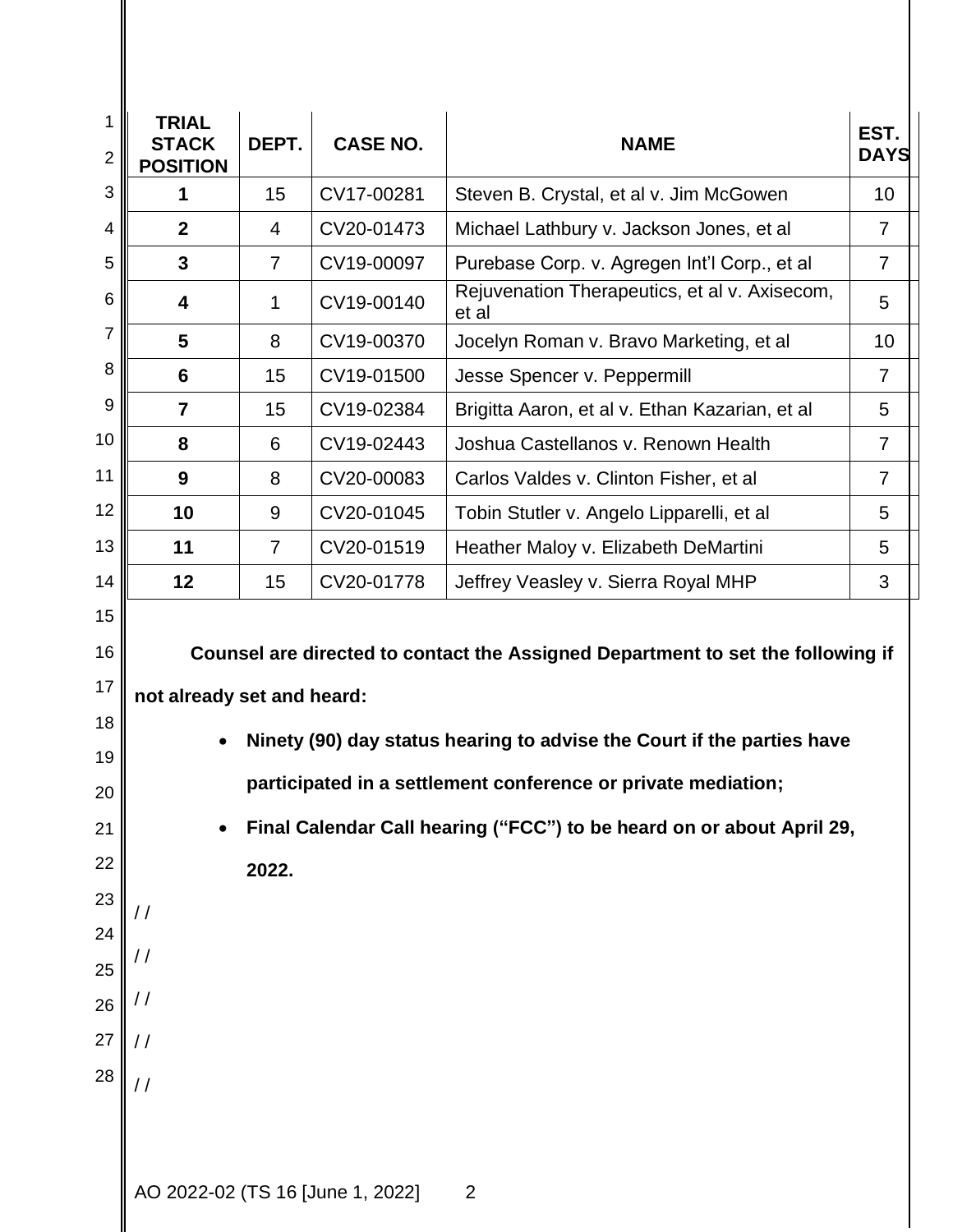| TRIAL STACK POSITION | DEPT. | CASE NO. | NAME | EST. DAYS |
| --- | --- | --- | --- | --- |
| **1** | 15 | CV17-00281 | Steven B. Crystal, et al v. Jim McGowen | 10 |
| **2** | 4 | CV20-01473 | Michael Lathbury v. Jackson Jones, et al | 7 |
| **3** | 7 | CV19-00097 | Purebase Corp. v. Agregen Int'l Corp., et al | 7 |
| **4** | 1 | CV19-00140 | Rejuvenation Therapeutics, et al v. Axisecom, et al | 5 |
| **5** | 8 | CV19-00370 | Jocelyn Roman v. Bravo Marketing, et al | 10 |
| **6** | 15 | CV19-01500 | Jesse Spencer v. Peppermill | 7 |
| **7** | 15 | CV19-02384 | Brigitta Aaron, et al v. Ethan Kazarian, et al | 5 |
| **8** | 6 | CV19-02443 | Joshua Castellanos v. Renown Health | 7 |
| **9** | 8 | CV20-00083 | Carlos Valdes v. Clinton Fisher, et al | 7 |
| **10** | 9 | CV20-01045 | Tobin Stutler v. Angelo Lipparelli, et al | 5 |
| **11** | 7 | CV20-01519 | Heather Maloy v. Elizabeth DeMartini | 5 |
| **12** | 15 | CV20-01778 | Jeffrey Veasley v. Sierra Royal MHP | 3 |

**Counsel are directed to contact the Assigned Department to set the following if not already set and heard:**

- **Ninety (90) day status hearing to advise the Court if the parties have participated in a settlement conference or private mediation;**
- **Final Calendar Call hearing ("FCC") to be heard on or about April 29, 2022.**

/ /

/ /

/ /

/ /

/ /

AO 2022-02 (TS 16 [June 1, 2022]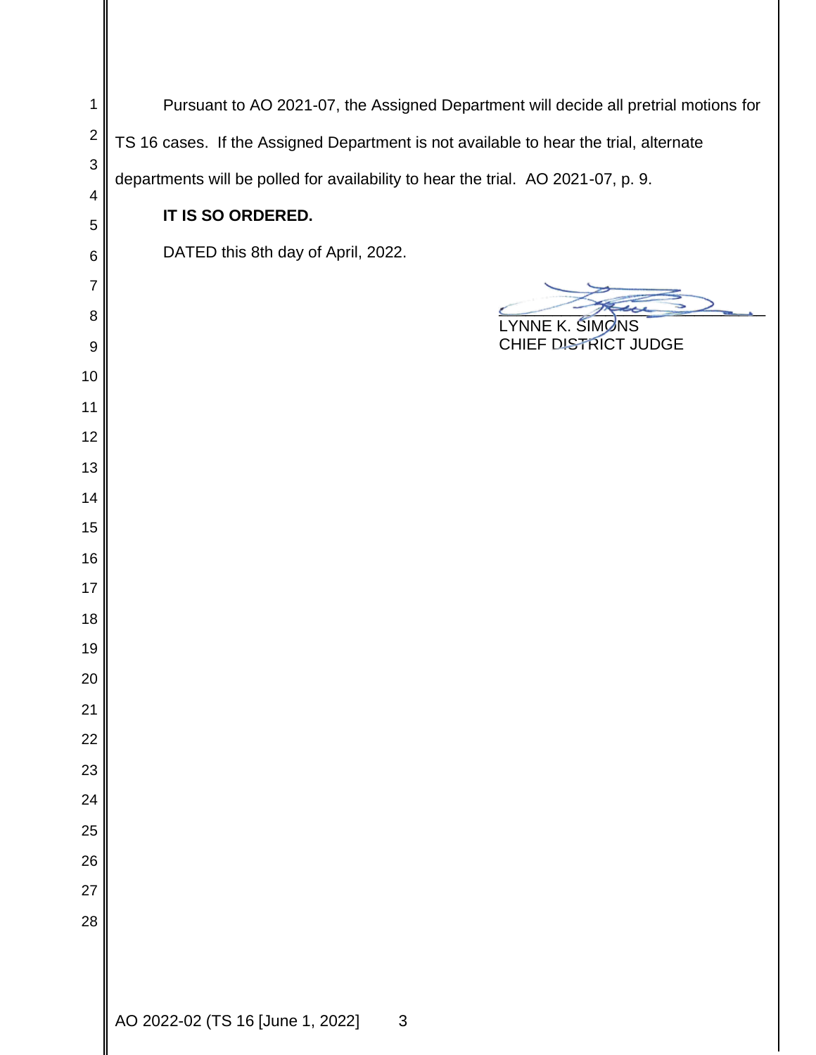Pursuant to AO 2021-07, the Assigned Department will decide all pretrial motions for TS 16 cases. If the Assigned Department is not available to hear the trial, alternate departments will be polled for availability to hear the trial. AO 2021-07, p. 9.

**IT IS SO ORDERED.**

DATED this 8th day of April, 2022.

LYNNE K. SIMONS
CHIEF DISTRICT JUDGE